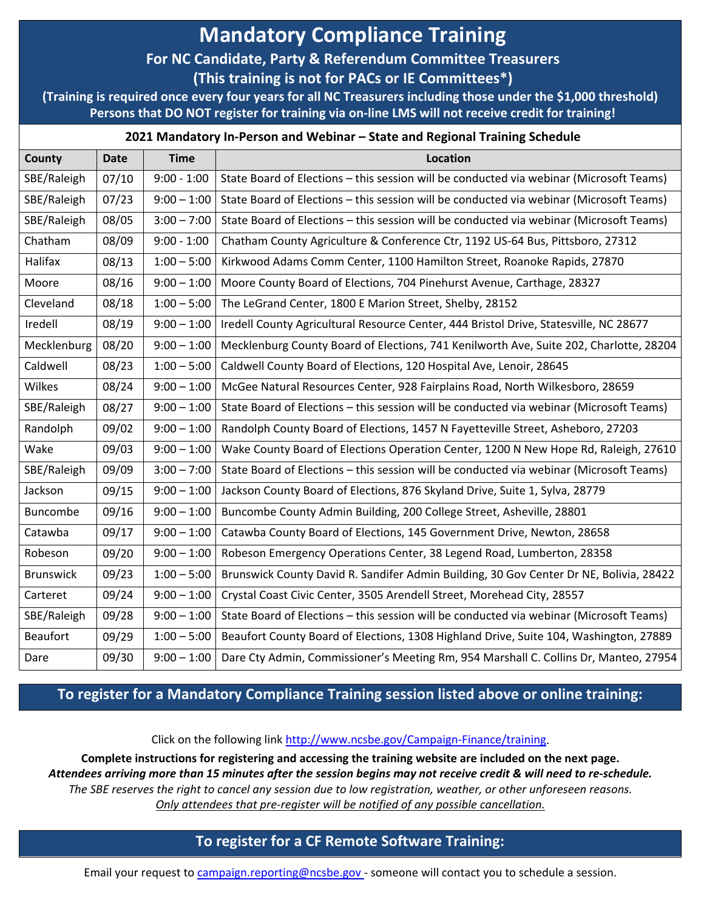# Mandatory Compliance Training

## For NC Candidate, Party & Referendum Committee Treasurers

**(This training is not for PACs or IE Committees*)**

**(Training is required once every four years for all NC Treasurers including those under the $1,000 threshold)**

**Persons that DO NOT register for training via on-line LMS will not receive credit for training!**

**2021 Mandatory In-Person and Webinar – State and Regional Training Schedule**

| County | Date | Time | Location |
|---|---|---|---|
| SBE/Raleigh | 07/10 | 9:00 - 1:00 | State Board of Elections – this session will be conducted via webinar (Microsoft Teams) |
| SBE/Raleigh | 07/23 | 9:00 – 1:00 | State Board of Elections – this session will be conducted via webinar (Microsoft Teams) |
| SBE/Raleigh | 08/05 | 3:00 – 7:00 | State Board of Elections – this session will be conducted via webinar (Microsoft Teams) |
| Chatham | 08/09 | 9:00 - 1:00 | Chatham County Agriculture & Conference Ctr, 1192 US-64 Bus, Pittsboro, 27312 |
| Halifax | 08/13 | 1:00 – 5:00 | Kirkwood Adams Comm Center, 1100 Hamilton Street, Roanoke Rapids, 27870 |
| Moore | 08/16 | 9:00 – 1:00 | Moore County Board of Elections, 704 Pinehurst Avenue, Carthage, 28327 |
| Cleveland | 08/18 | 1:00 – 5:00 | The LeGrand Center, 1800 E Marion Street, Shelby, 28152 |
| Iredell | 08/19 | 9:00 – 1:00 | Iredell County Agricultural Resource Center, 444 Bristol Drive, Statesville, NC 28677 |
| Mecklenburg | 08/20 | 9:00 – 1:00 | Mecklenburg County Board of Elections, 741 Kenilworth Ave, Suite 202, Charlotte, 28204 |
| Caldwell | 08/23 | 1:00 – 5:00 | Caldwell County Board of Elections, 120 Hospital Ave, Lenoir, 28645 |
| Wilkes | 08/24 | 9:00 – 1:00 | McGee Natural Resources Center, 928 Fairplains Road, North Wilkesboro, 28659 |
| SBE/Raleigh | 08/27 | 9:00 – 1:00 | State Board of Elections – this session will be conducted via webinar (Microsoft Teams) |
| Randolph | 09/02 | 9:00 – 1:00 | Randolph County Board of Elections, 1457 N Fayetteville Street, Asheboro, 27203 |
| Wake | 09/03 | 9:00 – 1:00 | Wake County Board of Elections Operation Center, 1200 N New Hope Rd, Raleigh, 27610 |
| SBE/Raleigh | 09/09 | 3:00 – 7:00 | State Board of Elections – this session will be conducted via webinar (Microsoft Teams) |
| Jackson | 09/15 | 9:00 – 1:00 | Jackson County Board of Elections, 876 Skyland Drive, Suite 1, Sylva, 28779 |
| Buncombe | 09/16 | 9:00 – 1:00 | Buncombe County Admin Building, 200 College Street, Asheville, 28801 |
| Catawba | 09/17 | 9:00 – 1:00 | Catawba County Board of Elections, 145 Government Drive, Newton, 28658 |
| Robeson | 09/20 | 9:00 – 1:00 | Robeson Emergency Operations Center, 38 Legend Road, Lumberton, 28358 |
| Brunswick | 09/23 | 1:00 – 5:00 | Brunswick County David R. Sandifer Admin Building, 30 Gov Center Dr NE, Bolivia, 28422 |
| Carteret | 09/24 | 9:00 – 1:00 | Crystal Coast Civic Center, 3505 Arendell Street, Morehead City, 28557 |
| SBE/Raleigh | 09/28 | 9:00 – 1:00 | State Board of Elections – this session will be conducted via webinar (Microsoft Teams) |
| Beaufort | 09/29 | 1:00 – 5:00 | Beaufort County Board of Elections, 1308 Highland Drive, Suite 104, Washington, 27889 |
| Dare | 09/30 | 9:00 – 1:00 | Dare Cty Admin, Commissioner's Meeting Rm, 954 Marshall C. Collins Dr, Manteo, 27954 |

## To register for a Mandatory Compliance Training session listed above or online training:

Click on the following link http://www.ncsbe.gov/Campaign-Finance/training.

**Complete instructions for registering and accessing the training website are included on the next page.**

***Attendees arriving more than 15 minutes after the session begins may not receive credit & will need to re-schedule.***

*The SBE reserves the right to cancel any session due to low registration, weather, or other unforeseen reasons.*

*Only attendees that pre-register will be notified of any possible cancellation.*

## To register for a CF Remote Software Training:

Email your request to campaign.reporting@ncsbe.gov - someone will contact you to schedule a session.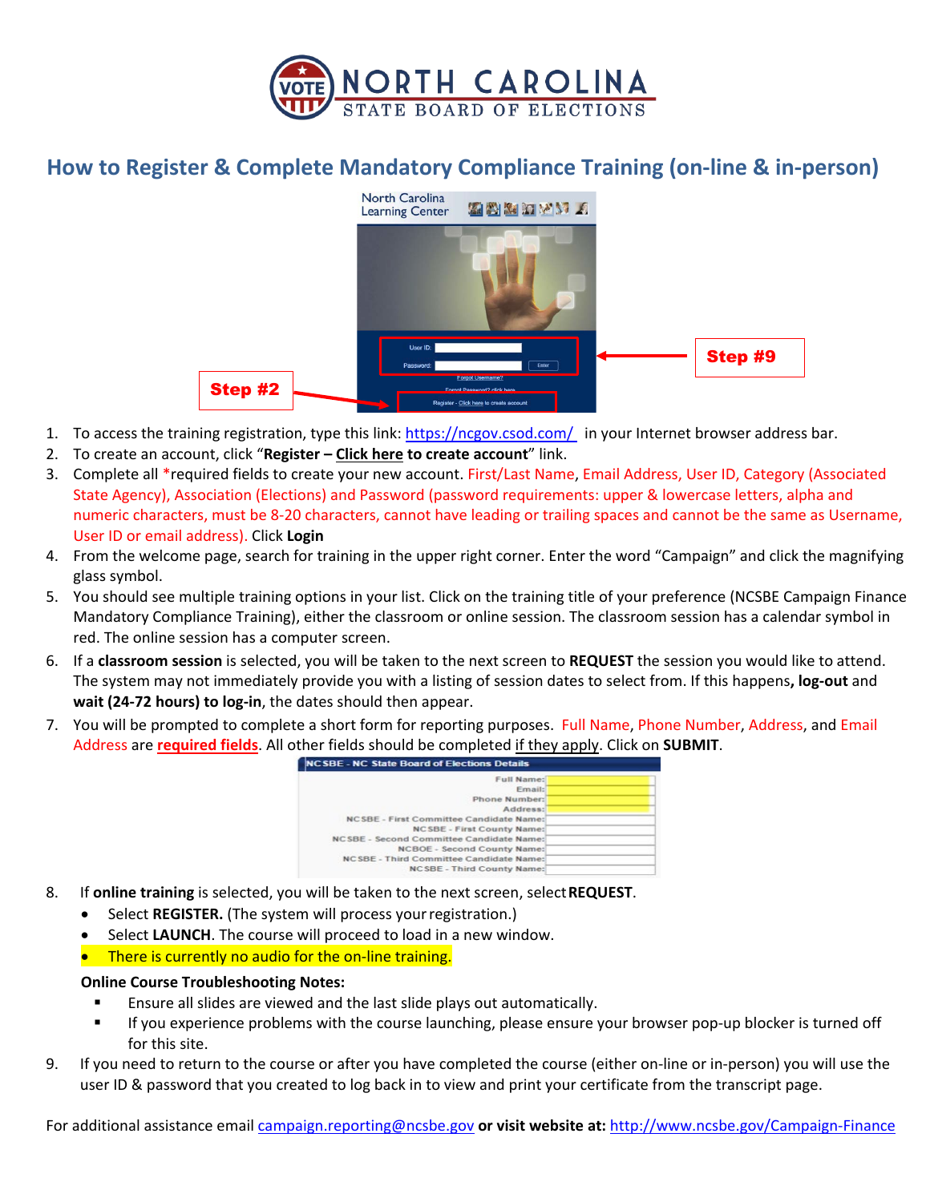NORTH CAROLINA
STATE BOARD OF ELECTIONS

## How to Register & Complete Mandatory Compliance Training (on-line & in-person)

Step #2

Step #9

1. To access the training registration, type this link: https://ncgov.csod.com/ in your Internet browser address bar.
2. To create an account, click "**Register – Click here to create account**" link.
3. Complete all *required fields to create your new account. First/Last Name, Email Address, User ID, Category (Associated State Agency), Association (Elections) and Password (password requirements: upper & lowercase letters, alpha and numeric characters, must be 8-20 characters, cannot have leading or trailing spaces and cannot be the same as Username, User ID or email address). Click **Login**
4. From the welcome page, search for training in the upper right corner. Enter the word "Campaign" and click the magnifying glass symbol.
5. You should see multiple training options in your list. Click on the training title of your preference (NCSBE Campaign Finance Mandatory Compliance Training), either the classroom or online session. The classroom session has a calendar symbol in red. The online session has a computer screen.
6. If a **classroom session** is selected, you will be taken to the next screen to **REQUEST** the session you would like to attend. The system may not immediately provide you with a listing of session dates to select from. If this happens**, log-out** and **wait (24-72 hours) to log-in**, the dates should then appear.
7. You will be prompted to complete a short form for reporting purposes. Full Name, Phone Number, Address, and Email Address are **required fields**. All other fields should be completed if they apply. Click on **SUBMIT**.

| NCSBE - NC State Board of Elections Details | |
|---|---|
| Full Name: | |
| Email: | |
| Phone Number: | |
| Address: | |
| NCSBE - First Committee Candidate Name: | |
| NCSBE - First County Name: | |
| NCSBE - Second Committee Candidate Name: | |
| NCBOE - Second County Name: | |
| NCSBE - Third Committee Candidate Name: | |
| NCSBE - Third County Name: | |

8. If **online training** is selected, you will be taken to the next screen, select **REQUEST**.
   - Select **REGISTER.** (The system will process your registration.)
   - Select **LAUNCH**. The course will proceed to load in a new window.
   - There is currently no audio for the on-line training.

   **Online Course Troubleshooting Notes:**
   - Ensure all slides are viewed and the last slide plays out automatically.
   - If you experience problems with the course launching, please ensure your browser pop-up blocker is turned off for this site.
9. If you need to return to the course or after you have completed the course (either on-line or in-person) you will use the user ID & password that you created to log back in to view and print your certificate from the transcript page.

For additional assistance email campaign.reporting@ncsbe.gov **or visit website at:** http://www.ncsbe.gov/Campaign-Finance